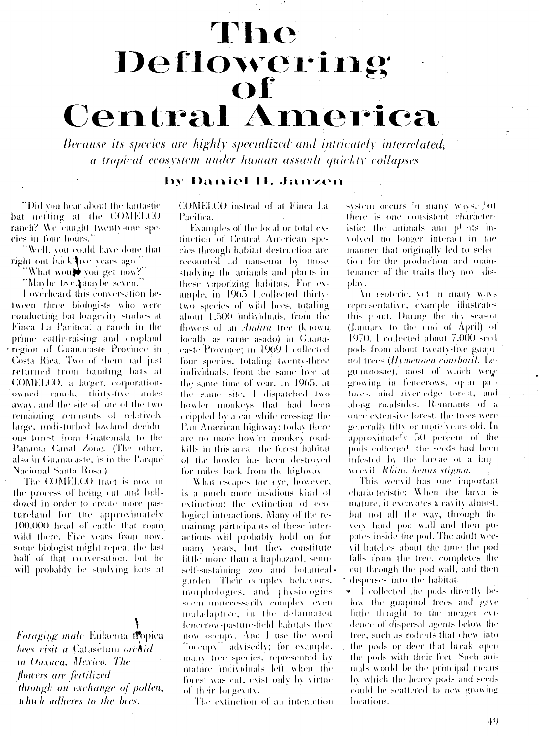# The Deflowering of Central America

*Because its species are highly specialized and intricately interrelated, a tropical ecosystem under human assault quickly collapses*

### by Daniel H. Janzen

"Did you hear about the fantastic bat netting at the COMELCO ranch? We caught twenty-one species in four hours."

"Well, you could have done that right out back five years ago."

"What would you get now?"

"Maybe five, maybe seven."

I overheard this conversation between three biologists who were conducting bat longevity studies at Finca La Pacifica, a ranch in the prime cattle-raising and cropland region of Guanacaste Province in Costa Rica. Two of them had just returned from banding bats at COMELCO, a larger, corporation-owned ranch, thirty-five miles away, and the site of one of the two remaining remnants of relatively large, undisturbed lowland deciduous forest from Guatemala to the Panama Canal Zone. (The other, also in Guanacaste, is in the Parque Nacional Santa Rosa.)

The COMELCO tract is now in the process of being cut and bulldozed in order to create more pastureland for the approximately 100,000 head of cattle that roam wild there. Five years from now, some biologist might repeat the last half of that conversation, but he will probably be studying bats at COMELCO instead of at Finca La Pacifica.

Examples of the local or total extinction of Central American species through habitat destruction are recounted ad nauseum by those studying the animals and plants in these vaporizing habitats. For example, in 1965 I collected thirty-two species of wild bees, totaling about 1,500 individuals, from the flowers of an *Andira* tree (known locally as carne asado) in Guanacaste Province; in 1969 I collected four species, totaling twenty-three individuals, from the same tree at the same time of year. In 1965, at the same site, I dispatched two howler monkeys that had been crippled by a car while crossing the Pan American highway; today there are no more howler monkey roadkills in this area—the forest habitat of the howler has been destroyed for miles back from the highway.

What escapes the eye, however, is a much more insidious kind of extinction: the extinction of ecological interactions. Many of the remaining participants of these interactions will probably hold on for many years, but they constitute little more than a haphazard, semi-self-sustaining zoo and botanical garden. Their complex behaviors, morphologies, and physiologies seem unnecessarily complex, even maladaptive, in the defaunated fencerow-pasture-field habitats they now occupy. And I use the word "occupy" advisedly; for example, many tree species, represented by mature individuals left when the forest was cut, exist only by virtue of their longevity.

The extinction of an interaction system occurs in many ways, but there is one consistent characteristic: the animals and plants involved no longer interact in the manner that originally led to selection for the production and maintenance of the traits they now display.

An esoteric, yet in many ways representative, example illustrates this point. During the dry season (January to the end of April) of 1970, I collected about 7,000 seed pods from about twenty-five guapinol trees (*Hymenaea courbaril*, Leguminosae), most of which were growing in fencerows, open pastures, and river-edge forest, and along roadsides. Remnants of a once extensive forest, the trees were generally fifty or more years old. In approximately 50 percent of the pods collected, the seeds had been infested by the larvae of a large weevil, *Rhinochenus stigma*.

This weevil has one important characteristic: When the larva is mature, it excavates a cavity almost, but not all the way, through the very hard pod wall and then pupates inside the pod. The adult weevil hatches about the time the pod falls from the tree, completes the cut through the pod wall, and then disperses into the habitat.

I collected the pods directly below the guapinol trees and gave little thought to the meager evidence of dispersal agents below the tree, such as rodents that chew into the pods or deer that break open the pods with their feet. Such animals would be the principal means by which the heavy pods and seeds could be scattered to new growing locations.

*Foraging male* Eulaema tropica *bees visit a* Catasetum *orchid in Oaxaca, Mexico. The flowers are fertilized through an exchange of pollen, which adheres to the bees.*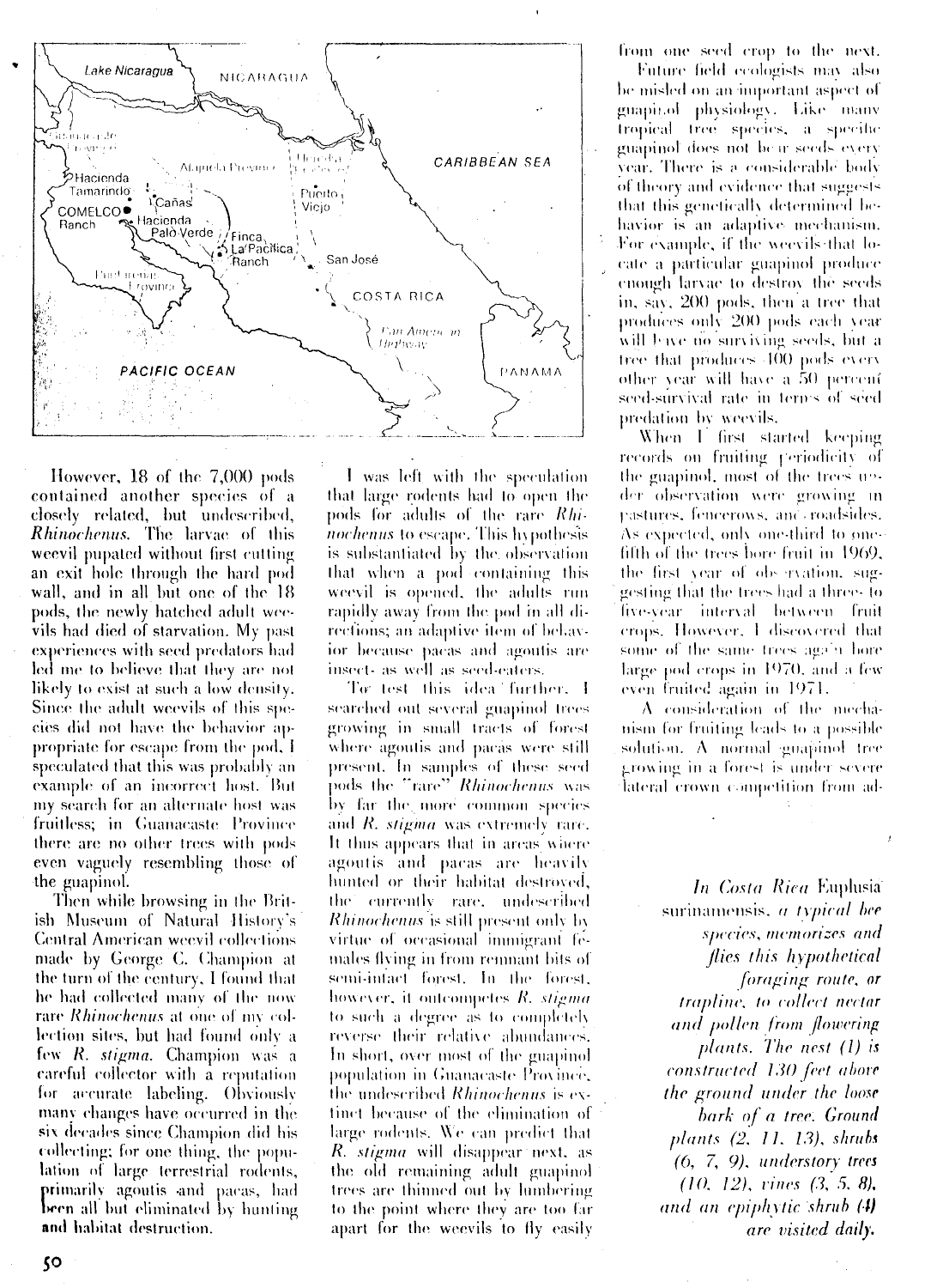However, 18 of the 7,000 pods contained another species of a closely related, but undescribed, *Rhinochenus*. The larvae of this weevil pupated without first cutting an exit hole through the hard pod wall, and in all but one of the 18 pods, the newly hatched adult weevils had died of starvation. My past experiences with seed predators had led me to believe that they are not likely to exist at such a low density. Since the adult weevils of this species did not have the behavior appropriate for escape from the pod, I speculated that this was probably an example of an incorrect host. But my search for an alternate host was fruitless; in Guanacaste Province there are no other trees with pods even vaguely resembling those of the guapinol.

Then while browsing in the British Museum of Natural History's Central American weevil collections made by George C. Champion at the turn of the century, I found that he had collected many of the now rare *Rhinochenus* at one of my collection sites, but had found only a few *R. stigma*. Champion was a careful collector with a reputation for accurate labeling. Obviously many changes have occurred in the six decades since Champion did his collecting; for one thing, the population of large terrestrial rodents, primarily agoutis and pacas, had been all but eliminated by hunting and habitat destruction.

I was left with the speculation that large rodents had to open the pods for adults of the rare *Rhinochenus* to escape. This hypothesis is substantiated by the observation that when a pod containing this weevil is opened, the adults run rapidly away from the pod in all directions; an adaptive item of behavior because pacas and agoutis are insect- as well as seed-eaters.

To test this idea further, I searched out several guapinol trees growing in small tracts of forest where agoutis and pacas were still present. In samples of these seed pods the "rare" *Rhinochenus* was by far the more common species and *R. stigma* was extremely rare. It thus appears that in areas where agoutis and pacas are heavily hunted or their habitat destroyed, the currently rare, undescribed *Rhinochenus* is still present only by virtue of occasional immigrant females flying in from remnant bits of semi-intact forest. In the forest, however, it outcompetes *R. stigma* to such a degree as to completely reverse their relative abundances. In short, over most of the guapinol population in Guanacaste Province, the undescribed *Rhinochenus* is extinct because of the elimination of large rodents. We can predict that *R. stigma* will disappear next, as the old remaining adult guapinol trees are thinned out by lumbering to the point where they are too far apart for the weevils to fly easily from one seed crop to the next.

Future field ecologists may also be misled on an important aspect of guapinol physiology. Like many tropical tree species, a specific guapinol does not bear seeds every year. There is a considerable body of theory and evidence that suggests that this genetically determined behavior is an adaptive mechanism. For example, if the weevils that locate a particular guapinol produce enough larvae to destroy the seeds in, say, 200 pods, then a tree that produces only 200 pods each year will have no surviving seeds, but a tree that produces 400 pods every other year will have a 50 percent seed-survival rate in terms of seed predation by weevils.

When I first started keeping records on fruiting periodicity of the guapinol, most of the trees under observation were growing in pastures, fencerows, and roadsides. As expected, only one-third to one-fifth of the trees bore fruit in 1969, the first year of observation, suggesting that the trees had a three- to five-year interval between fruit crops. However, I discovered that some of the same trees again bore large pod crops in 1970, and a few even fruited again in 1971.

A consideration of the mechanism for fruiting leads to a possible solution. A normal guapinol tree growing in a forest is under severe lateral crown competition from ad-

*In Costa Rica* Euplusia surinamensis, *a typical bee species, memorizes and flies this hypothetical foraging route, or trapline, to collect nectar and pollen from flowering plants. The nest (1) is constructed 130 feet above the ground under the loose bark of a tree. Ground plants (2, 11, 13), shrubs (6, 7, 9), understory trees (10, 12), vines (3, 5, 8), and an epiphytic shrub (4) are visited daily.*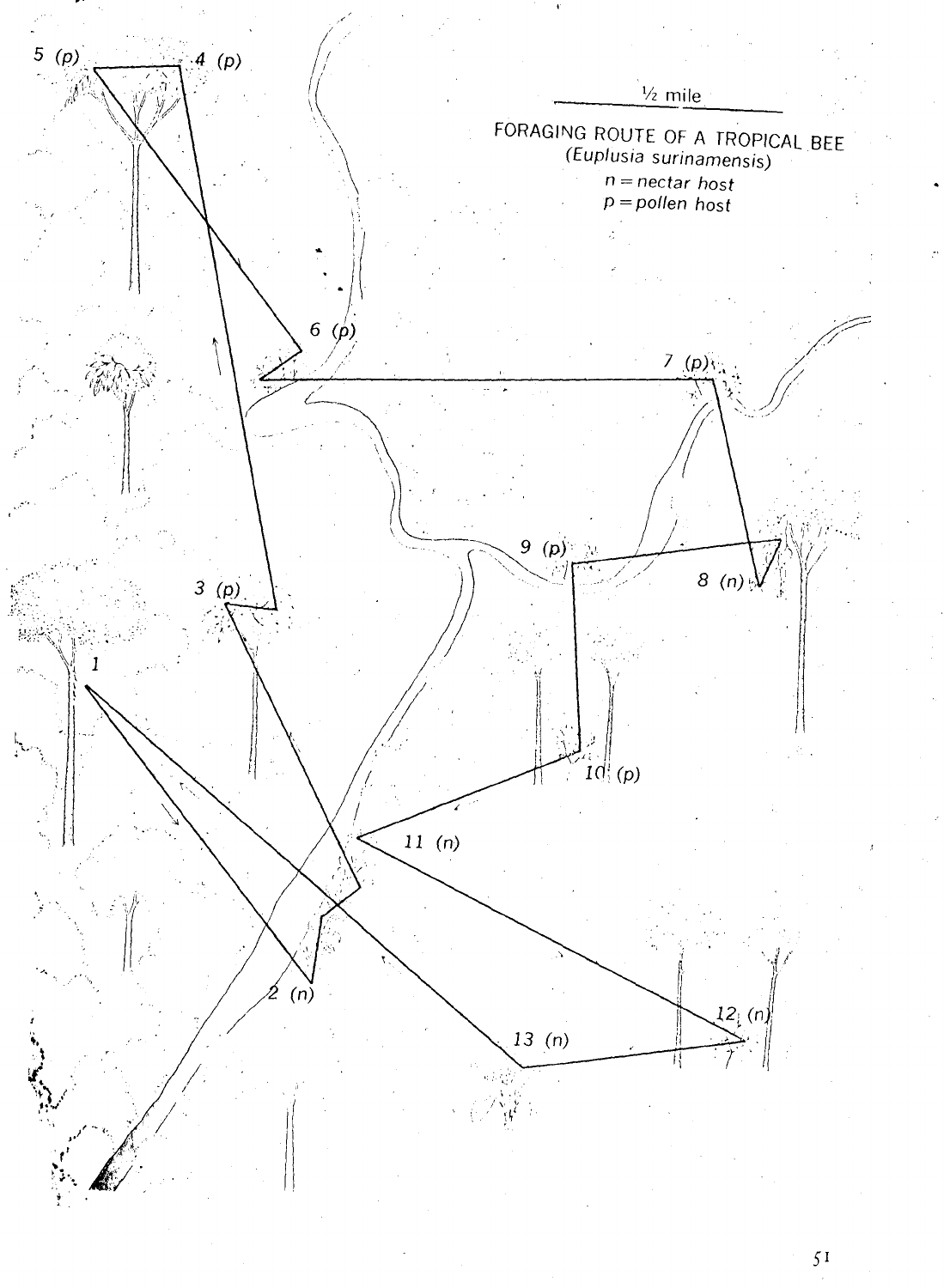½ mile

FORAGING ROUTE OF A TROPICAL BEE
(*Euplusia surinamensis*)
*n* = *nectar host*
*p* = *pollen host*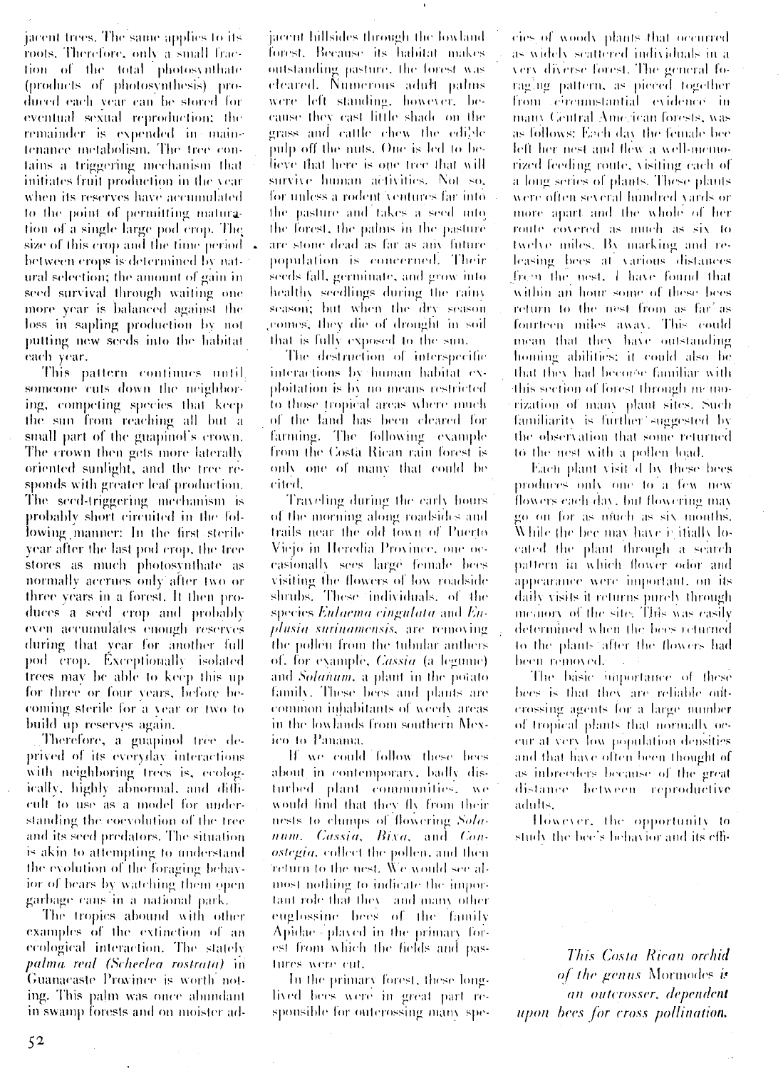jacent trees. The same applies to its roots. Therefore, only a small fraction of the total photosynthate (products of photosynthesis) produced each year can be stored for eventual sexual reproduction; the remainder is expended in maintenance metabolism. The tree contains a triggering mechanism that initiates fruit production in the year when its reserves have accumulated to the point of permitting maturation of a single large pod crop. The size of this crop and the time period between crops is determined by natural selection; the amount of gain in seed survival through waiting one more year is balanced against the loss in sapling production by not putting new seeds into the habitat each year.

This pattern continues until someone cuts down the neighboring, competing species that keep the sun from reaching all but a small part of the guapinol's crown. The crown then gets more laterally oriented sunlight, and the tree responds with greater leaf production. The seed-triggering mechanism is probably short circuited in the following manner: In the first sterile year after the last pod crop, the tree stores as much photosynthate as normally accrues only after two or three years in a forest. It then produces a seed crop and probably even accumulates enough reserves during that year for another full pod crop. Exceptionally isolated trees may be able to keep this up for three or four years, before becoming sterile for a year or two to build up reserves again.

Therefore, a guapinol tree deprived of its everyday interactions with neighboring trees is, ecologically, highly abnormal, and difficult to use as a model for understanding the coevolution of the tree and its seed predators. The situation is akin to attempting to understand the evolution of the foraging behavior of bears by watching them open garbage cans in a national park.

The tropics abound with other examples of the extinction of an ecological interaction. The stately *palma real (Scheelea rostrata)* in Guanacaste Province is worth noting. This palm was once abundant in swamp forests and on moister adjacent hillsides through the lowland forest. Because its habitat makes outstanding pasture, the forest was cleared. Numerous adult palms were left standing, however, because they cast little shade on the grass and cattle chew the edible pulp off the nuts. One is led to believe that here is one tree that will survive human activities. Not so, for unless a rodent ventures far into the pasture and takes a seed into the forest, the palms in the pasture are stone dead as far as any future population is concerned. Their seeds fall, germinate, and grow into healthy seedlings during the rainy season; but when the dry season comes, they die of drought in soil that is fully exposed to the sun.

The destruction of interspecific interactions by human habitat exploitation is by no means restricted to those tropical areas where much of the land has been cleared for farming. The following example from the Costa Rican rain forest is only one of many that could be cited.

Traveling during the early hours of the morning along roadsides and trails near the old town of Puerto Viejo in Heredia Province, one occasionally sees large female bees visiting the flowers of low roadside shrubs. These individuals, of the species *Eulaema cingulata* and *Euplusia surinamensis*, are removing the pollen from the tubular anthers of, for example, *Cassia* (a legume) and *Solanum*, a plant in the potato family. These bees and plants are common inhabitants of weedy areas in the lowlands from southern Mexico to Panama.

If we could follow these bees about in contemporary, badly disturbed plant communities, we would find that they fly from their nests to clumps of flowering *Solanum*, *Cassia*, *Bixa*, and *Conostegia*, collect the pollen, and then return to the nest. We would see almost nothing to indicate the important role that they—and many other euglossine bees of the family Apidae—played in the primary forest from which the fields and pastures were cut.

In the primary forest, these long-lived bees were in great part responsible for outcrossing many species of woody plants that occurred as widely scattered individuals in a very diverse forest. The general foraging pattern, as pieced together from circumstantial evidence in many Central American forests, was as follows: Each day the female bee left her nest and flew a well-memorized feeding route, visiting each of a long series of plants. These plants were often several hundred yards or more apart and the whole of her route covered as much as six to twelve miles. By marking and releasing bees at various distances from the nest, I have found that within an hour some of these bees return to the nest from as far as fourteen miles away. This could mean that they have outstanding homing abilities; it could also be that they had become familiar with this section of forest through memorization of many plant sites. Such familiarity is further suggested by the observation that some returned to the nest with a pollen load.

Each plant visited by these bees produces only one to a few new flowers each day, but flowering may go on for as much as six months. While the bee may have initially located the plant through a search pattern in which flower odor and appearance were important, on its daily visits it returns purely through memory of the site. This was easily determined when the bees returned to the plants after the flowers had been removed.

The basic importance of these bees is that they are reliable outcrossing agents for a large number of tropical plants that normally occur at very low population densities and that have often been thought of as inbreeders because of the great distance between reproductive adults.

However, the opportunity to study the bee's behavior and its effi-

*This Costa Rican orchid of the genus* Mormodes *is an outcrosser, dependent upon bees for cross pollination.*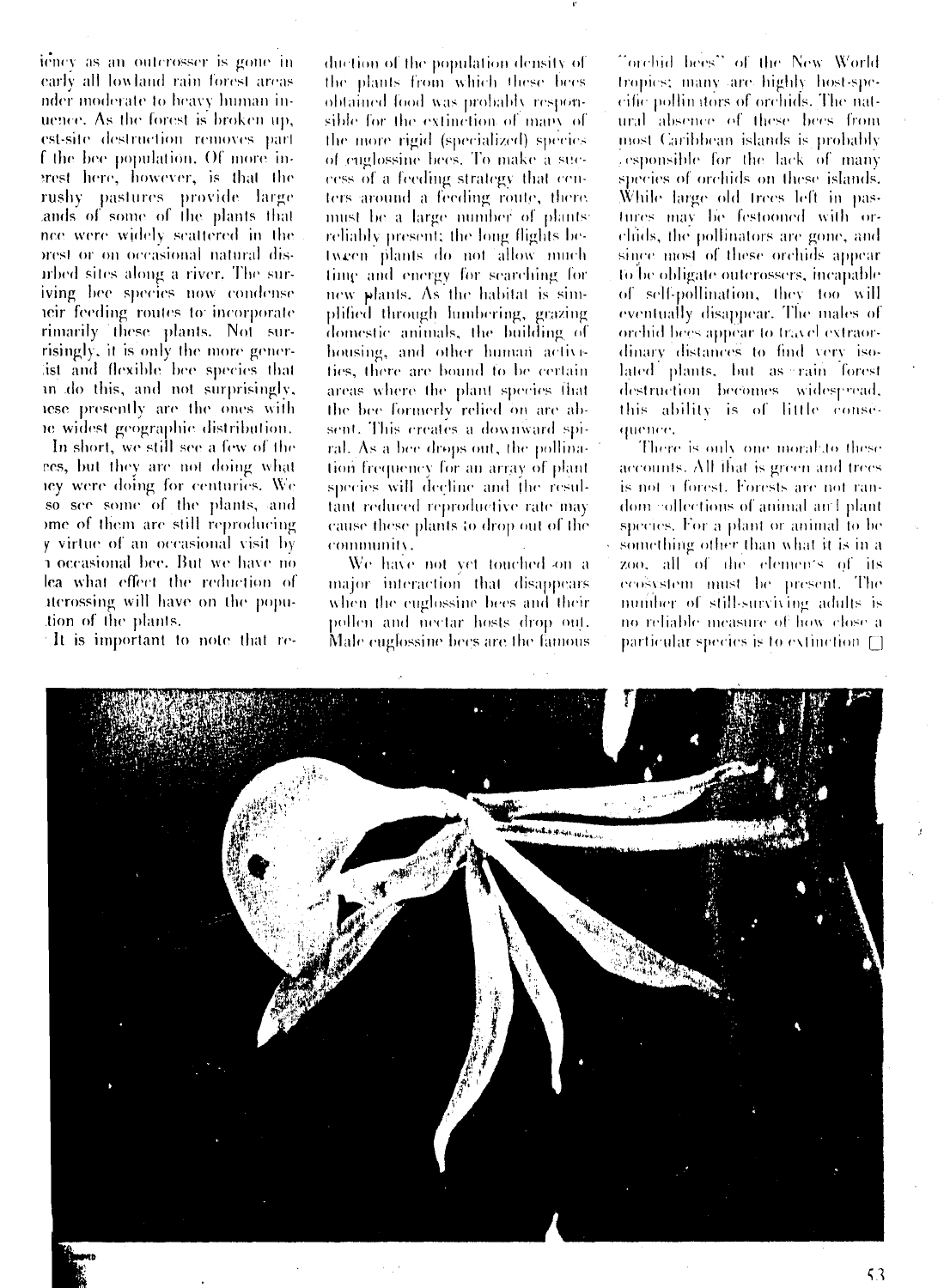iency as an outcrosser is gone in early all lowland rain forest areas nder moderate to heavy human inuence. As the forest is broken up, est-site destruction removes part f the bee population. Of more interest here, however, is that the rushy pastures provide large ands of some of the plants that nce were widely scattered in the orest or on occasional natural disurbed sites along a river. The surviving bee species now condense ieir feeding routes to incorporate rimarily these plants. Not surprisingly, it is only the more generalist and flexible bee species that in do this, and not surprisingly, iese presently are the ones with ie widest geographic distribution.

In short, we still see a few of the ees, but they are not doing what iey were doing for centuries. We so see some of the plants, and ome of them are still reproducing y virtue of an occasional visit by n occasional bee. But we have no lea what effect the reduction of utcrossing will have on the population of the plants.

It is important to note that reduction of the population density of the plants from which these bees obtained food was probably responsible for the extinction of many of the more rigid (specialized) species of euglossine bees. To make a success of a feeding strategy that centers around a feeding route, there must be a large number of plants reliably present; the long flights between plants do not allow much time and energy for searching for new plants. As the habitat is simplified through lumbering, grazing domestic animals, the building of housing, and other human activities, there are bound to be certain areas where the plant species that the bee formerly relied on are absent. This creates a downward spiral. As a bee drops out, the pollination frequency for an array of plant species will decline and the resultant reduced reproductive rate may cause these plants to drop out of the community.

We have not yet touched on a major interaction that disappears when the euglossine bees and their pollen and nectar hosts drop out. Male euglossine bees are the famous "orchid bees" of the New World tropics; many are highly host-specific pollinators of orchids. The natural absence of these bees from most Caribbean islands is probably responsible for the lack of many species of orchids on these islands. While large old trees left in pastures may be festooned with orchids, the pollinators are gone, and since most of these orchids appear to be obligate outcrossers, incapable of self-pollination, they too will eventually disappear. The males of orchid bees appear to travel extraordinary distances to find very isolated plants, but as rain forest destruction becomes widespread, this ability is of little consequence.

There is only one moral to these accounts. All that is green and trees is not a forest. Forests are not random collections of animal and plant species. For a plant or animal to be something other than what it is in a zoo, all of the elements of its ecosystem must be present. The number of still-surviving adults is no reliable measure of how close a particular species is to extinction □